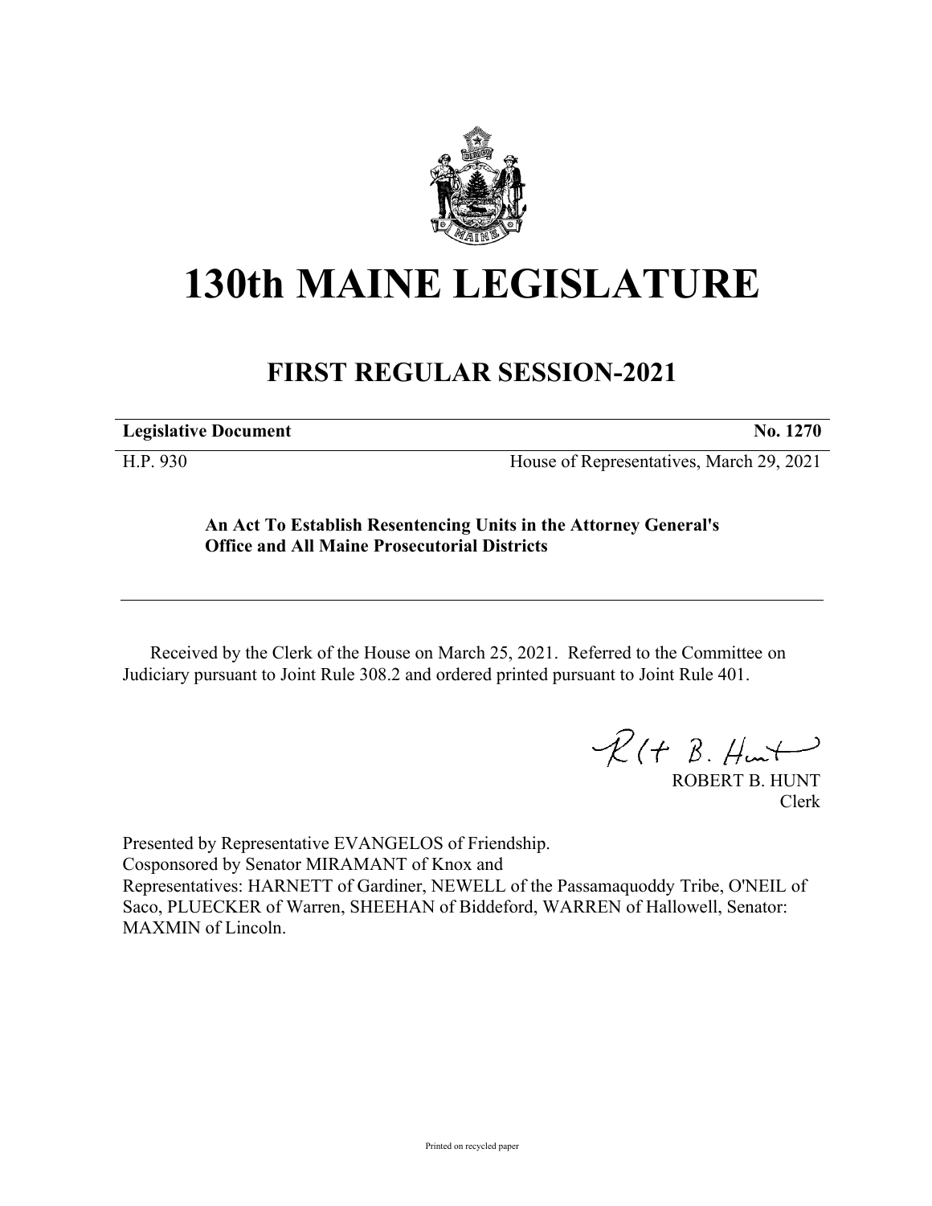# 130th MAINE LEGISLATURE

## FIRST REGULAR SESSION-2021

**Legislative Document** **No. 1270**

H.P. 930 House of Representatives, March 29, 2021

**An Act To Establish Resentencing Units in the Attorney General's Office and All Maine Prosecutorial Districts**

Received by the Clerk of the House on March 25, 2021. Referred to the Committee on Judiciary pursuant to Joint Rule 308.2 and ordered printed pursuant to Joint Rule 401.

ROBERT B. HUNT
Clerk

Presented by Representative EVANGELOS of Friendship.
Cosponsored by Senator MIRAMANT of Knox and
Representatives: HARNETT of Gardiner, NEWELL of the Passamaquoddy Tribe, O'NEIL of Saco, PLUECKER of Warren, SHEEHAN of Biddeford, WARREN of Hallowell, Senator: MAXMIN of Lincoln.

Printed on recycled paper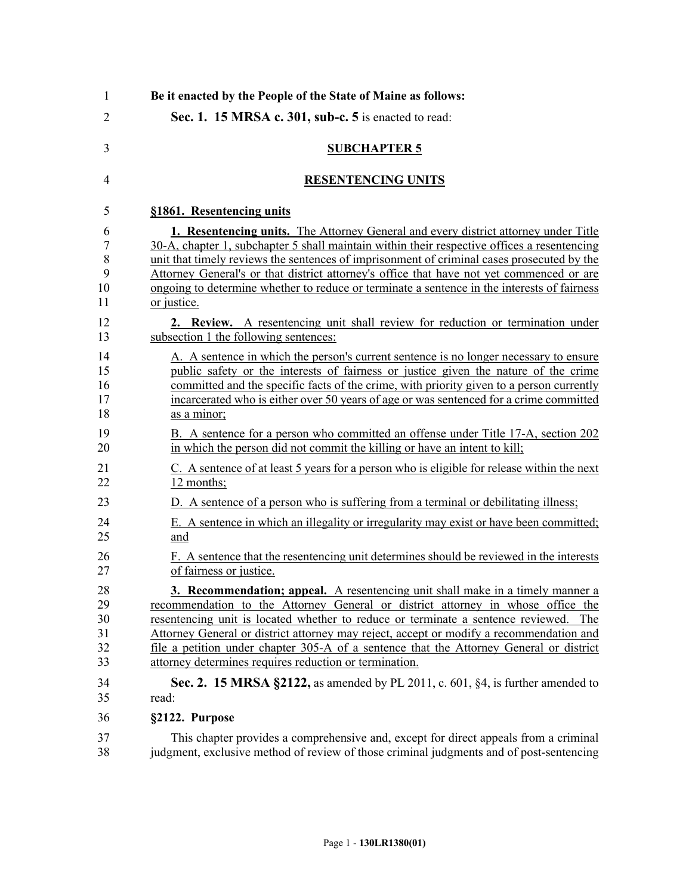**Be it enacted by the People of the State of Maine as follows:**

**Sec. 1. 15 MRSA c. 301, sub-c. 5** is enacted to read:

## SUBCHAPTER 5

## RESENTENCING UNITS

### §1861. Resentencing units

**1. Resentencing units.** The Attorney General and every district attorney under Title 30-A, chapter 1, subchapter 5 shall maintain within their respective offices a resentencing unit that timely reviews the sentences of imprisonment of criminal cases prosecuted by the Attorney General's or that district attorney's office that have not yet commenced or are ongoing to determine whether to reduce or terminate a sentence in the interests of fairness or justice.

**2. Review.** A resentencing unit shall review for reduction or termination under subsection 1 the following sentences:

A. A sentence in which the person's current sentence is no longer necessary to ensure public safety or the interests of fairness or justice given the nature of the crime committed and the specific facts of the crime, with priority given to a person currently incarcerated who is either over 50 years of age or was sentenced for a crime committed as a minor;

B. A sentence for a person who committed an offense under Title 17-A, section 202 in which the person did not commit the killing or have an intent to kill;

C. A sentence of at least 5 years for a person who is eligible for release within the next 12 months;

D. A sentence of a person who is suffering from a terminal or debilitating illness;

E. A sentence in which an illegality or irregularity may exist or have been committed; and

F. A sentence that the resentencing unit determines should be reviewed in the interests of fairness or justice.

**3. Recommendation; appeal.** A resentencing unit shall make in a timely manner a recommendation to the Attorney General or district attorney in whose office the resentencing unit is located whether to reduce or terminate a sentence reviewed. The Attorney General or district attorney may reject, accept or modify a recommendation and file a petition under chapter 305-A of a sentence that the Attorney General or district attorney determines requires reduction or termination.

**Sec. 2. 15 MRSA §2122,** as amended by PL 2011, c. 601, §4, is further amended to read:

### §2122. Purpose

This chapter provides a comprehensive and, except for direct appeals from a criminal judgment, exclusive method of review of those criminal judgments and of post-sentencing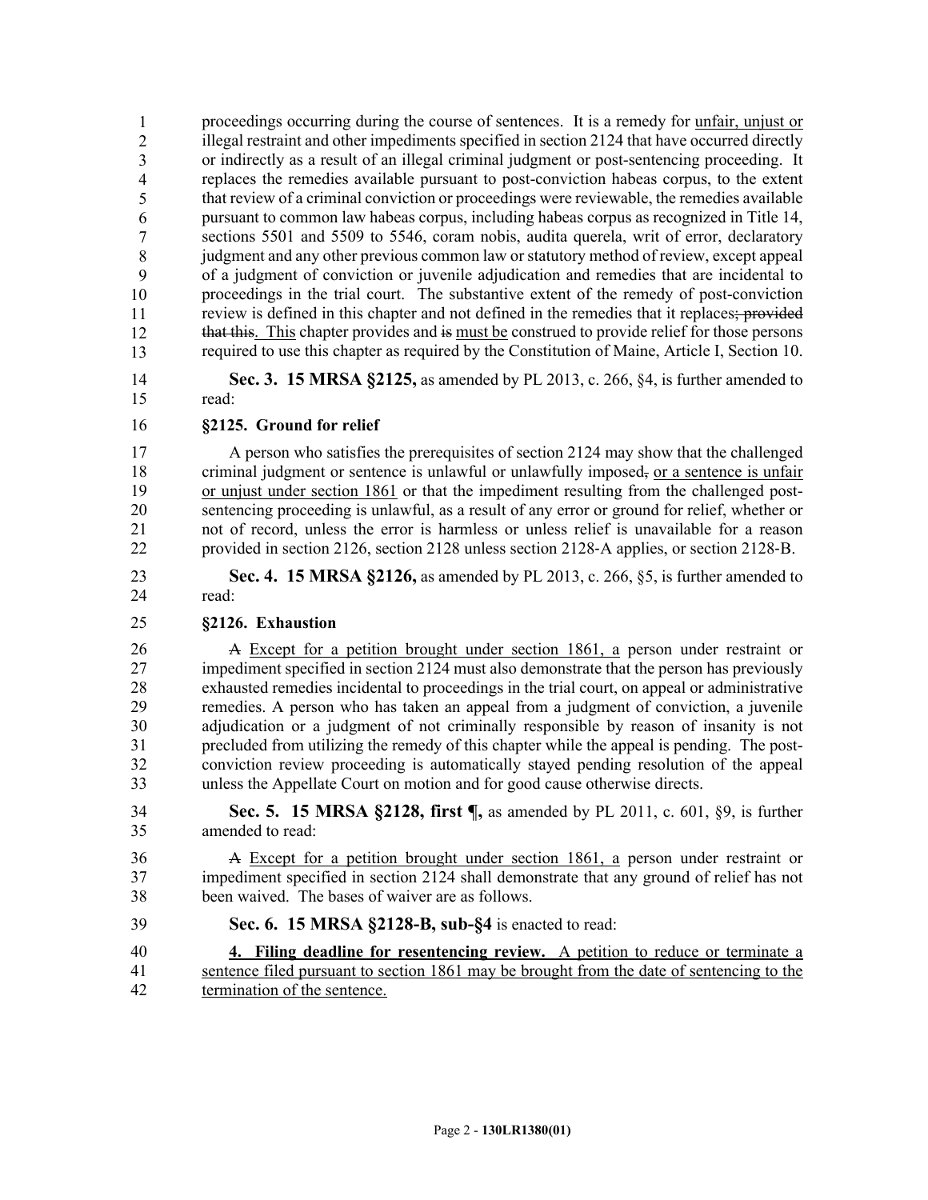proceedings occurring during the course of sentences. It is a remedy for unfair, unjust or illegal restraint and other impediments specified in section 2124 that have occurred directly or indirectly as a result of an illegal criminal judgment or post-sentencing proceeding. It replaces the remedies available pursuant to post-conviction habeas corpus, to the extent that review of a criminal conviction or proceedings were reviewable, the remedies available pursuant to common law habeas corpus, including habeas corpus as recognized in Title 14, sections 5501 and 5509 to 5546, coram nobis, audita querela, writ of error, declaratory judgment and any other previous common law or statutory method of review, except appeal of a judgment of conviction or juvenile adjudication and remedies that are incidental to proceedings in the trial court. The substantive extent of the remedy of post-conviction review is defined in this chapter and not defined in the remedies that it replaces~~; provided that this~~. This chapter provides and ~~is~~ must be construed to provide relief for those persons required to use this chapter as required by the Constitution of Maine, Article I, Section 10.

**Sec. 3. 15 MRSA §2125,** as amended by PL 2013, c. 266, §4, is further amended to read:

**§2125. Ground for relief**

A person who satisfies the prerequisites of section 2124 may show that the challenged criminal judgment or sentence is unlawful or unlawfully imposed~~,~~ or a sentence is unfair or unjust under section 1861 or that the impediment resulting from the challenged post-sentencing proceeding is unlawful, as a result of any error or ground for relief, whether or not of record, unless the error is harmless or unless relief is unavailable for a reason provided in section 2126, section 2128 unless section 2128-A applies, or section 2128-B.

**Sec. 4. 15 MRSA §2126,** as amended by PL 2013, c. 266, §5, is further amended to read:

**§2126. Exhaustion**

~~A~~ Except for a petition brought under section 1861, a person under restraint or impediment specified in section 2124 must also demonstrate that the person has previously exhausted remedies incidental to proceedings in the trial court, on appeal or administrative remedies. A person who has taken an appeal from a judgment of conviction, a juvenile adjudication or a judgment of not criminally responsible by reason of insanity is not precluded from utilizing the remedy of this chapter while the appeal is pending. The post-conviction review proceeding is automatically stayed pending resolution of the appeal unless the Appellate Court on motion and for good cause otherwise directs.

**Sec. 5. 15 MRSA §2128, first ¶,** as amended by PL 2011, c. 601, §9, is further amended to read:

~~A~~ Except for a petition brought under section 1861, a person under restraint or impediment specified in section 2124 shall demonstrate that any ground of relief has not been waived. The bases of waiver are as follows.

**Sec. 6. 15 MRSA §2128-B, sub-§4** is enacted to read:

**4. Filing deadline for resentencing review.** A petition to reduce or terminate a sentence filed pursuant to section 1861 may be brought from the date of sentencing to the termination of the sentence.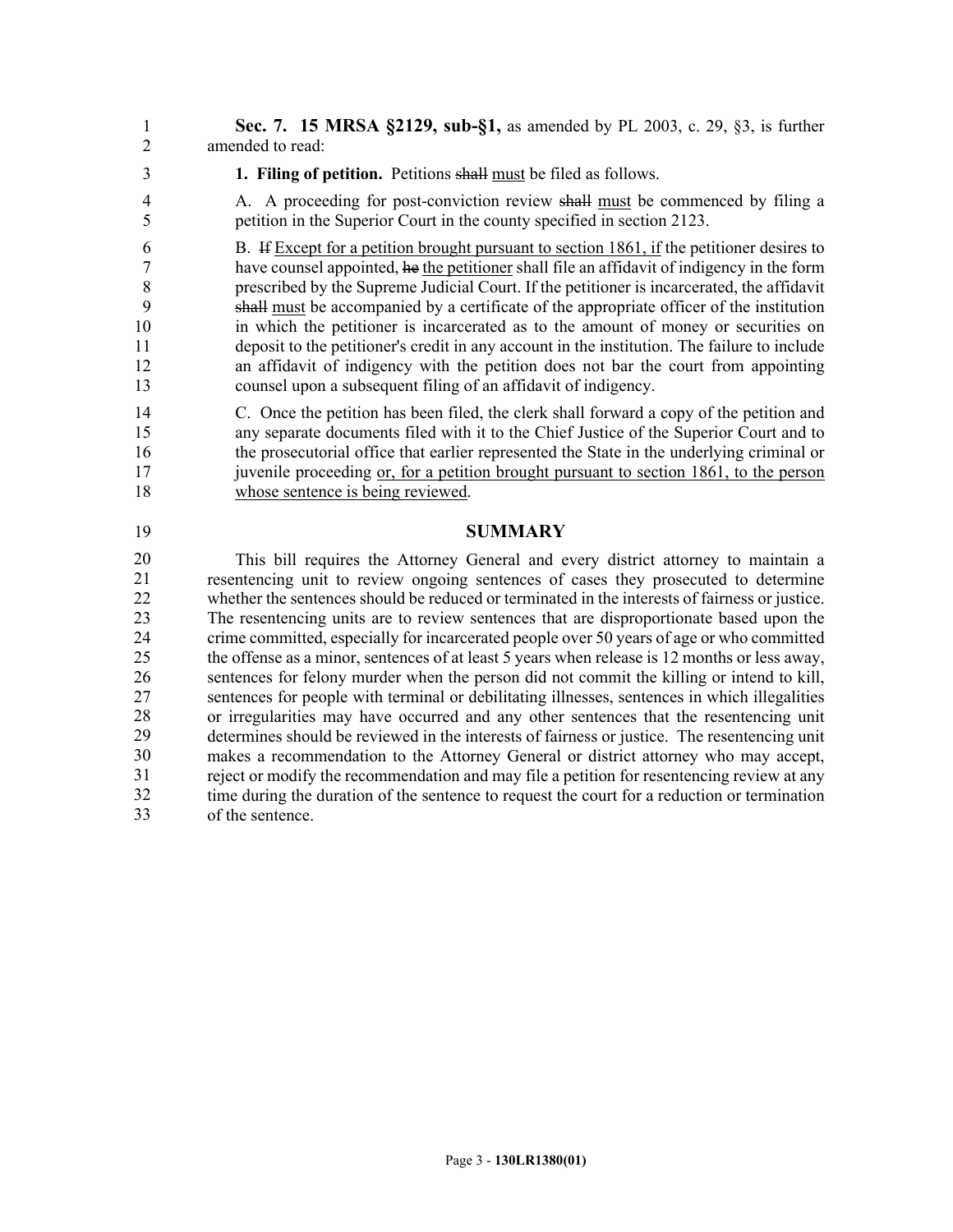**Sec. 7. 15 MRSA §2129, sub-§1,** as amended by PL 2003, c. 29, §3, is further amended to read:

**1. Filing of petition.** Petitions ~~shall~~ <u>must</u> be filed as follows.

A. A proceeding for post-conviction review ~~shall~~ <u>must</u> be commenced by filing a petition in the Superior Court in the county specified in section 2123.

B. ~~If~~ <u>Except for a petition brought pursuant to section 1861, if</u> the petitioner desires to have counsel appointed, ~~he~~ <u>the petitioner</u> shall file an affidavit of indigency in the form prescribed by the Supreme Judicial Court. If the petitioner is incarcerated, the affidavit ~~shall~~ <u>must</u> be accompanied by a certificate of the appropriate officer of the institution in which the petitioner is incarcerated as to the amount of money or securities on deposit to the petitioner's credit in any account in the institution. The failure to include an affidavit of indigency with the petition does not bar the court from appointing counsel upon a subsequent filing of an affidavit of indigency.

C. Once the petition has been filed, the clerk shall forward a copy of the petition and any separate documents filed with it to the Chief Justice of the Superior Court and to the prosecutorial office that earlier represented the State in the underlying criminal or juvenile proceeding <u>or, for a petition brought pursuant to section 1861, to the person whose sentence is being reviewed</u>.

## SUMMARY

This bill requires the Attorney General and every district attorney to maintain a resentencing unit to review ongoing sentences of cases they prosecuted to determine whether the sentences should be reduced or terminated in the interests of fairness or justice. The resentencing units are to review sentences that are disproportionate based upon the crime committed, especially for incarcerated people over 50 years of age or who committed the offense as a minor, sentences of at least 5 years when release is 12 months or less away, sentences for felony murder when the person did not commit the killing or intend to kill, sentences for people with terminal or debilitating illnesses, sentences in which illegalities or irregularities may have occurred and any other sentences that the resentencing unit determines should be reviewed in the interests of fairness or justice. The resentencing unit makes a recommendation to the Attorney General or district attorney who may accept, reject or modify the recommendation and may file a petition for resentencing review at any time during the duration of the sentence to request the court for a reduction or termination of the sentence.